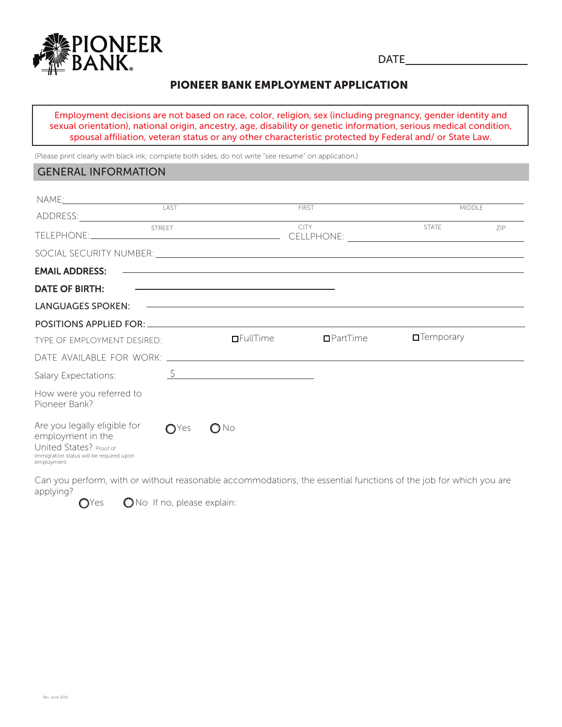PIONEER BANK

DATE\_\_\_\_\_\_\_\_\_\_\_\_\_\_\_\_\_\_\_\_

## PIONEER BANK EMPLOYMENT APPLICATION

Employment decisions are not based on race, color, religion, sex (including pregnancy, gender identity and sexual orientation), national origin, ancestry, age, disability or genetic information, serious medical condition, spousal affiliation, veteran status or any other characteristic protected by Federal and/ or State Law.

(Please print clearly with black ink; complete both sides, do not write "see resume" on application.)

## GENERAL INFORMATION

NAME: \_\_\_\_\_\_\_\_\_\_\_\_\_\_\_\_\_\_\_\_\_\_\_\_\_\_\_\_\_\_\_\_\_\_\_\_\_\_\_\_\_\_\_\_\_\_\_\_
LAST FIRST MIDDLE

ADDRESS: \_\_\_\_\_\_\_\_\_\_\_\_\_\_\_\_\_\_\_\_\_\_\_\_\_\_\_\_\_\_\_\_\_\_\_\_\_\_\_\_\_\_\_\_\_\_\_\_
STREET CITY STATE ZIP

TELEPHONE: \_\_\_\_\_\_\_\_\_\_\_\_\_\_\_\_\_\_\_\_ CELLPHONE: \_\_\_\_\_\_\_\_\_\_\_\_\_\_\_\_\_\_\_\_

SOCIAL SECURITY NUMBER: \_\_\_\_\_\_\_\_\_\_\_\_\_\_\_\_\_\_\_\_

**EMAIL ADDRESS:** \_\_\_\_\_\_\_\_\_\_\_\_\_\_\_\_\_\_\_\_

**DATE OF BIRTH:** \_\_\_\_\_\_\_\_\_\_\_\_\_\_\_\_\_\_\_\_

LANGUAGES SPOKEN: \_\_\_\_\_\_\_\_\_\_\_\_\_\_\_\_\_\_\_\_

POSITIONS APPLIED FOR: \_\_\_\_\_\_\_\_\_\_\_\_\_\_\_\_\_\_\_\_

TYPE OF EMPLOYMENT DESIRED: ☐ FullTime ☐ PartTime ☐ Temporary

DATE AVAILABLE FOR WORK: \_\_\_\_\_\_\_\_\_\_\_\_\_\_\_\_\_\_\_\_

Salary Expectations: $ \_\_\_\_\_\_\_\_\_\_\_\_\_\_\_\_\_\_\_\_

How were you referred to Pioneer Bank?

Are you legally eligible for employment in the United States? Proof of immigration status will be required upon employment. ○ Yes ○ No

Can you perform, with or without reasonable accommodations, the essential functions of the job for which you are applying?

○ Yes ○ No If no, please explain: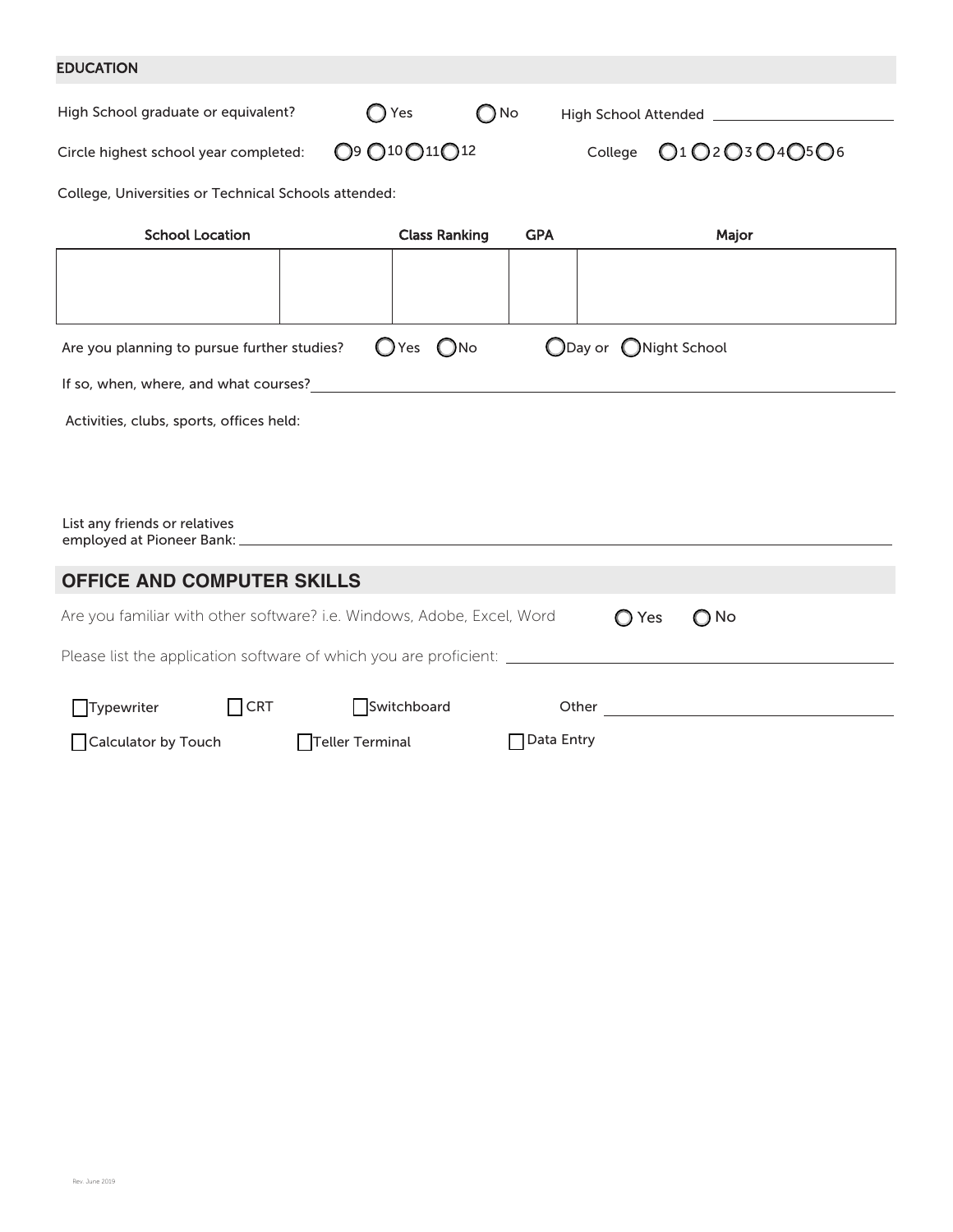## EDUCATION

High School graduate or equivalent? ◯ Yes ◯ No High School Attended ____________________

Circle highest school year completed: ◯ 9 ◯ 10 ◯ 11 ◯ 12 College ◯ 1 ◯ 2 ◯ 3 ◯ 4 ◯ 5 ◯ 6

College, Universities or Technical Schools attended:

| School Location | | Class Ranking | GPA | Major |
|---|---|---|---|---|
| | | | | |

Are you planning to pursue further studies? ◯ Yes ◯ No ◯ Day or ◯ Night School

If so, when, where, and what courses? ____________________

Activities, clubs, sports, offices held:

List any friends or relatives employed at Pioneer Bank: ____________________

## OFFICE AND COMPUTER SKILLS

Are you familiar with other software? i.e. Windows, Adobe, Excel, Word ◯ Yes ◯ No

Please list the application software of which you are proficient: ____________________

☐ Typewriter ☐ CRT ☐ Switchboard Other ____________________

☐ Calculator by Touch ☐ Teller Terminal ☐ Data Entry

Rev. June 2019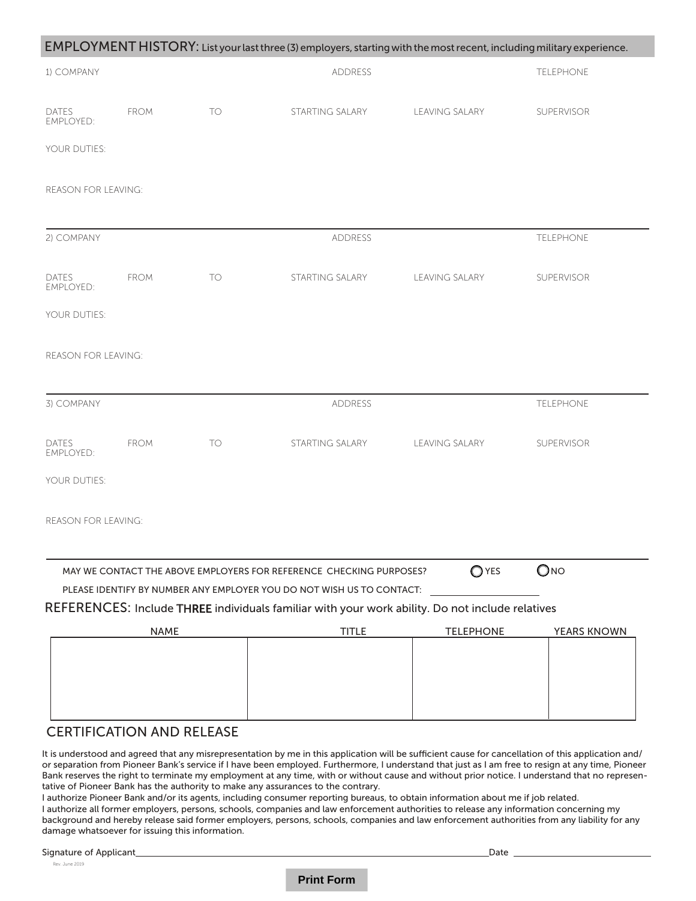## EMPLOYMENT HISTORY: List your last three (3) employers, starting with the most recent, including military experience.

1) COMPANY | ADDRESS | TELEPHONE

DATES EMPLOYED: FROM | TO | STARTING SALARY | LEAVING SALARY | SUPERVISOR

YOUR DUTIES:

REASON FOR LEAVING:

---

2) COMPANY | ADDRESS | TELEPHONE

DATES EMPLOYED: FROM | TO | STARTING SALARY | LEAVING SALARY | SUPERVISOR

YOUR DUTIES:

REASON FOR LEAVING:

---

3) COMPANY | ADDRESS | TELEPHONE

DATES EMPLOYED: FROM | TO | STARTING SALARY | LEAVING SALARY | SUPERVISOR

YOUR DUTIES:

REASON FOR LEAVING:

---

MAY WE CONTACT THE ABOVE EMPLOYERS FOR REFERENCE CHECKING PURPOSES? ◯ YES ◯ NO

PLEASE IDENTIFY BY NUMBER ANY EMPLOYER YOU DO NOT WISH US TO CONTACT: ____________

## REFERENCES: Include **THREE** individuals familiar with your work ability. Do not include relatives

| NAME | TITLE | TELEPHONE | YEARS KNOWN |
|---|---|---|---|
| | | | |
| | | | |
| | | | |

## CERTIFICATION AND RELEASE

It is understood and agreed that any misrepresentation by me in this application will be sufficient cause for cancellation of this application and/or separation from Pioneer Bank's service if I have been employed. Furthermore, I understand that just as I am free to resign at any time, Pioneer Bank reserves the right to terminate my employment at any time, with or without cause and without prior notice. I understand that no representative of Pioneer Bank has the authority to make any assurances to the contrary.

I authorize Pioneer Bank and/or its agents, including consumer reporting bureaus, to obtain information about me if job related.

I authorize all former employers, persons, schools, companies and law enforcement authorities to release any information concerning my background and hereby release said former employers, persons, schools, companies and law enforcement authorities from any liability for any damage whatsoever for issuing this information.

Signature of Applicant ______________________________ Date ____________

Rev. June 2019

Print Form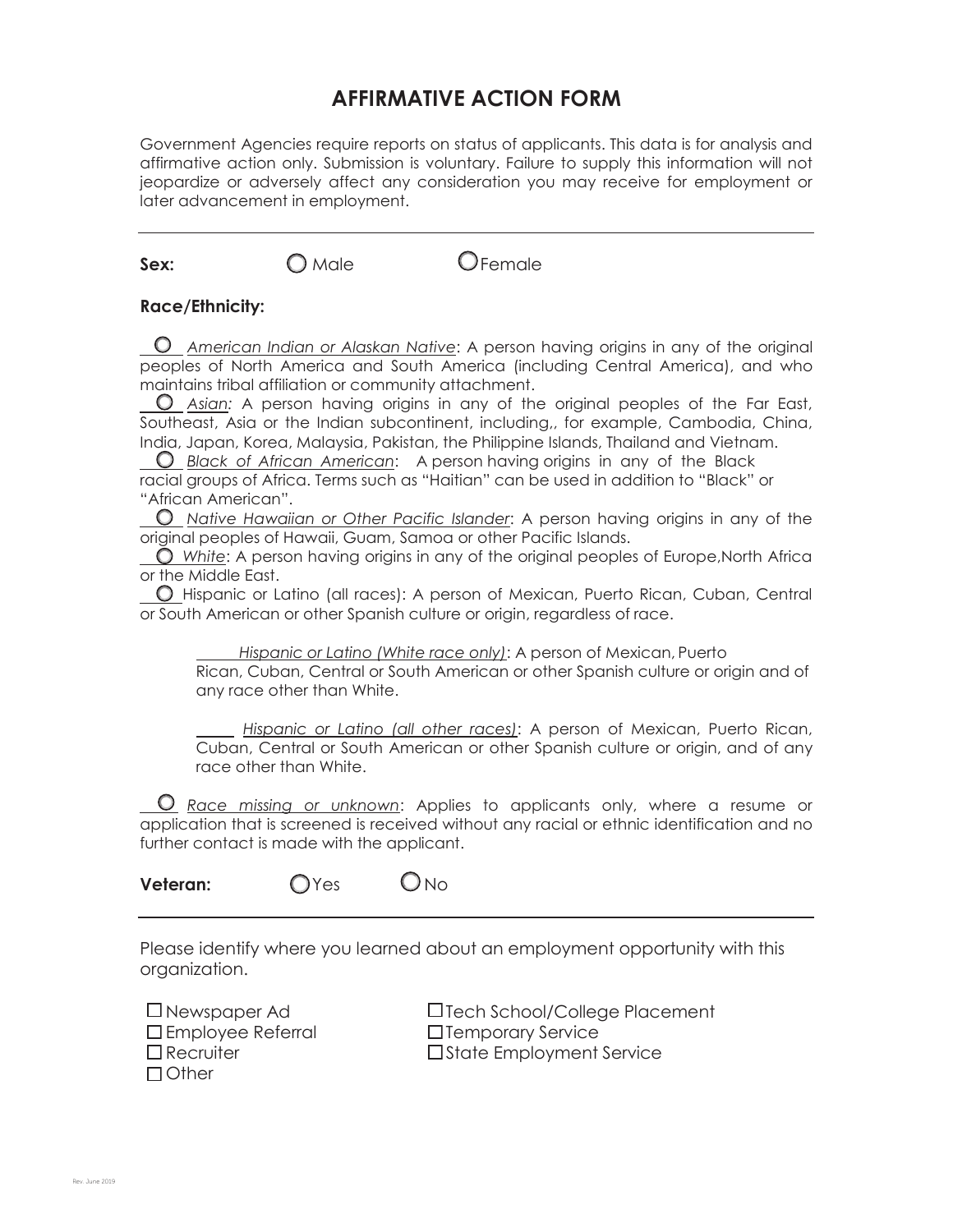# AFFIRMATIVE ACTION FORM

Government Agencies require reports on status of applicants. This data is for analysis and affirmative action only. Submission is voluntary. Failure to supply this information will not jeopardize or adversely affect any consideration you may receive for employment or later advancement in employment.

---

**Sex:** ○ Male ○ Female

**Race/Ethnicity:**

○ *American Indian or Alaskan Native*: A person having origins in any of the original peoples of North America and South America (including Central America), and who maintains tribal affiliation or community attachment.

○ *Asian:* A person having origins in any of the original peoples of the Far East, Southeast, Asia or the Indian subcontinent, including,, for example, Cambodia, China, India, Japan, Korea, Malaysia, Pakistan, the Philippine Islands, Thailand and Vietnam.

○ *Black of African American*: A person having origins in any of the Black racial groups of Africa. Terms such as "Haitian" can be used in addition to "Black" or "African American".

○ *Native Hawaiian or Other Pacific Islander*: A person having origins in any of the original peoples of Hawaii, Guam, Samoa or other Pacific Islands.

○ *White*: A person having origins in any of the original peoples of Europe,North Africa or the Middle East.

○ Hispanic or Latino (all races): A person of Mexican, Puerto Rican, Cuban, Central or South American or other Spanish culture or origin, regardless of race.

> ____ *Hispanic or Latino (White race only)*: A person of Mexican, Puerto Rican, Cuban, Central or South American or other Spanish culture or origin and of any race other than White.
>
> ____ *Hispanic or Latino (all other races)*: A person of Mexican, Puerto Rican, Cuban, Central or South American or other Spanish culture or origin, and of any race other than White.

○ *Race missing or unknown*: Applies to applicants only, where a resume or application that is screened is received without any racial or ethnic identification and no further contact is made with the applicant.

**Veteran:** ○ Yes ○ No

---

Please identify where you learned about an employment opportunity with this organization.

- ☐ Newspaper Ad
- ☐ Employee Referral
- ☐ Recruiter
- ☐ Other
- ☐ Tech School/College Placement
- ☐ Temporary Service
- ☐ State Employment Service

Rev. June 2019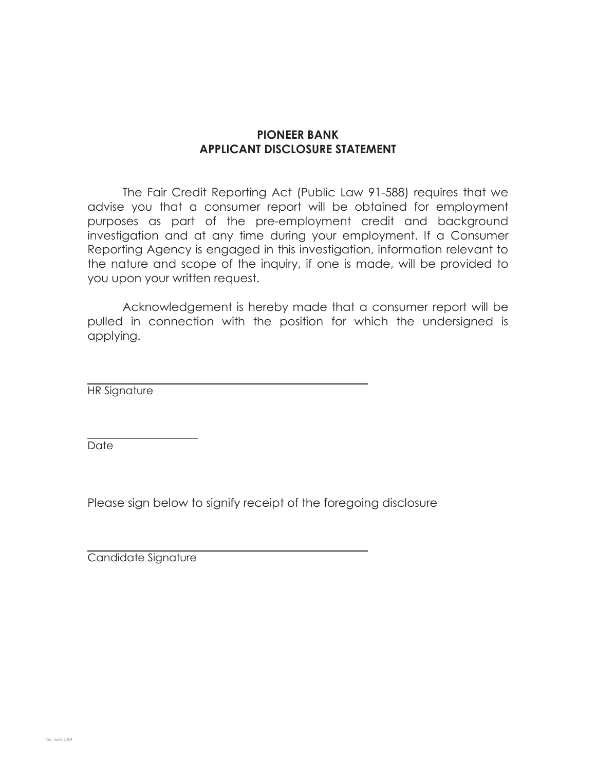**PIONEER BANK**
**APPLICANT DISCLOSURE STATEMENT**

The Fair Credit Reporting Act (Public Law 91-588) requires that we advise you that a consumer report will be obtained for employment purposes as part of the pre-employment credit and background investigation and at any time during your employment. If a Consumer Reporting Agency is engaged in this investigation, information relevant to the nature and scope of the inquiry, if one is made, will be provided to you upon your written request.

Acknowledgement is hereby made that a consumer report will be pulled in connection with the position for which the undersigned is applying.

______________________________________________
HR Signature

____________________
Date

Please sign below to signify receipt of the foregoing disclosure

______________________________________________
Candidate Signature

Rev. June 2019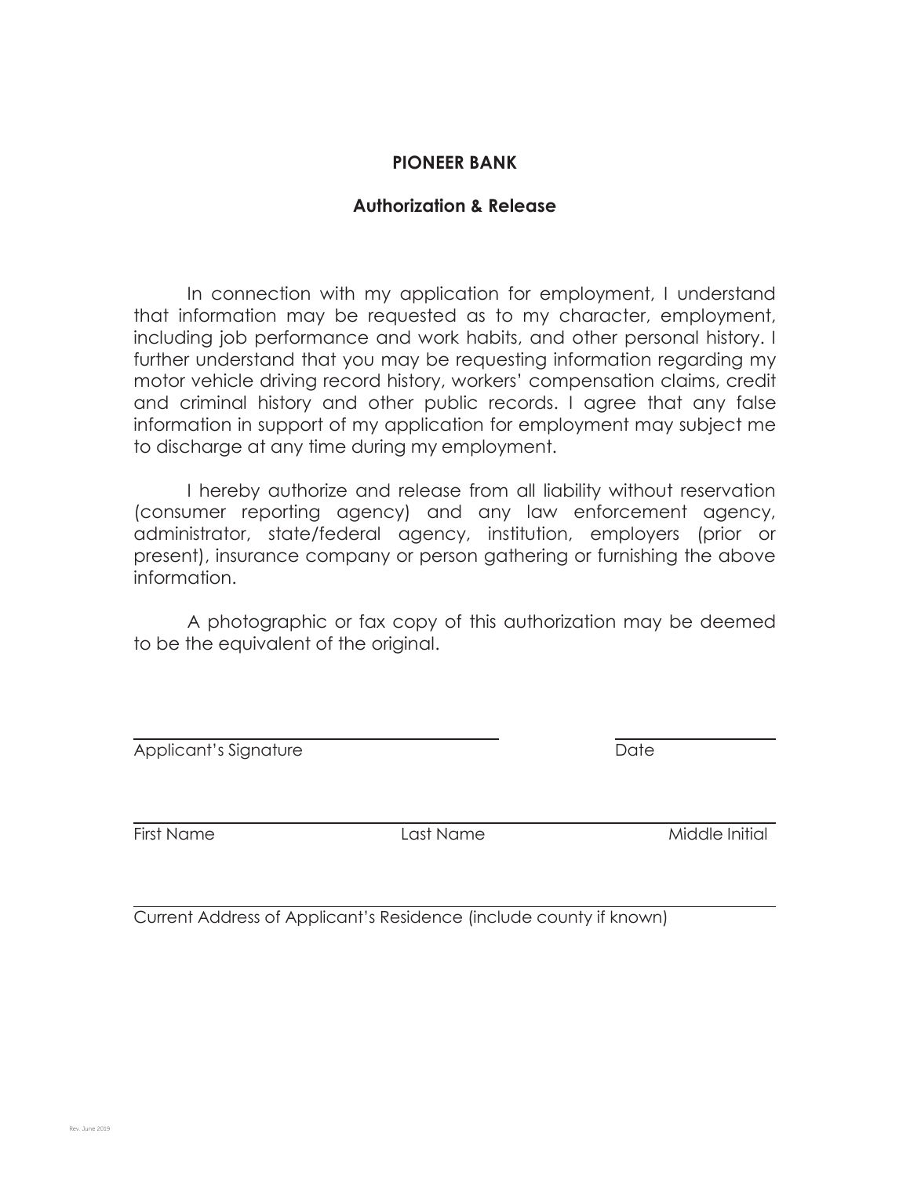**PIONEER BANK**

**Authorization & Release**

In connection with my application for employment, I understand that information may be requested as to my character, employment, including job performance and work habits, and other personal history. I further understand that you may be requesting information regarding my motor vehicle driving record history, workers' compensation claims, credit and criminal history and other public records. I agree that any false information in support of my application for employment may subject me to discharge at any time during my employment.

I hereby authorize and release from all liability without reservation (consumer reporting agency) and any law enforcement agency, administrator, state/federal agency, institution, employers (prior or present), insurance company or person gathering or furnishing the above information.

A photographic or fax copy of this authorization may be deemed to be the equivalent of the original.

Applicant's Signature ______________________ Date ____________

First Name ____________ Last Name ____________ Middle Initial ____

Current Address of Applicant's Residence (include county if known) ______________________

Rev. June 2019